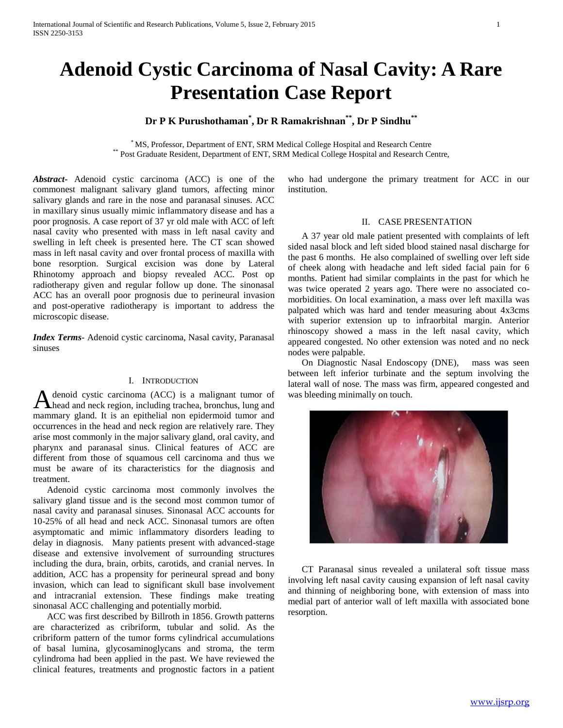# Adenoid Cystic Carcinoma of Nasal Cavity: A Rare Presentation Case Report

**Dr P K Purushothaman[*], Dr R Ramakrishnan[**], Dr P Sindhu[**]**

[*] MS, Professor, Department of ENT, SRM Medical College Hospital and Research Centre
[**] Post Graduate Resident, Department of ENT, SRM Medical College Hospital and Research Centre,

***Abstract*-** Adenoid cystic carcinoma (ACC) is one of the commonest malignant salivary gland tumors, affecting minor salivary glands and rare in the nose and paranasal sinuses. ACC in maxillary sinus usually mimic inflammatory disease and has a poor prognosis. A case report of 37 yr old male with ACC of left nasal cavity who presented with mass in left nasal cavity and swelling in left cheek is presented here. The CT scan showed mass in left nasal cavity and over frontal process of maxilla with bone resorption. Surgical excision was done by Lateral Rhinotomy approach and biopsy revealed ACC. Post op radiotherapy given and regular follow up done. The sinonasal ACC has an overall poor prognosis due to perineural invasion and post-operative radiotherapy is important to address the microscopic disease.

***Index Terms*-** Adenoid cystic carcinoma, Nasal cavity, Paranasal sinuses

## I. Introduction

Adenoid cystic carcinoma (ACC) is a malignant tumor of head and neck region, including trachea, bronchus, lung and mammary gland. It is an epithelial non epidermoid tumor and occurrences in the head and neck region are relatively rare. They arise most commonly in the major salivary gland, oral cavity, and pharynx and paranasal sinus. Clinical features of ACC are different from those of squamous cell carcinoma and thus we must be aware of its characteristics for the diagnosis and treatment.

Adenoid cystic carcinoma most commonly involves the salivary gland tissue and is the second most common tumor of nasal cavity and paranasal sinuses. Sinonasal ACC accounts for 10-25% of all head and neck ACC. Sinonasal tumors are often asymptomatic and mimic inflammatory disorders leading to delay in diagnosis. Many patients present with advanced-stage disease and extensive involvement of surrounding structures including the dura, brain, orbits, carotids, and cranial nerves. In addition, ACC has a propensity for perineural spread and bony invasion, which can lead to significant skull base involvement and intracranial extension. These findings make treating sinonasal ACC challenging and potentially morbid.

ACC was first described by Billroth in 1856. Growth patterns are characterized as cribriform, tubular and solid. As the cribriform pattern of the tumor forms cylindrical accumulations of basal lumina, glycosaminoglycans and stroma, the term cylindroma had been applied in the past. We have reviewed the clinical features, treatments and prognostic factors in a patient who had undergone the primary treatment for ACC in our institution.

## II. Case Presentation

A 37 year old male patient presented with complaints of left sided nasal block and left sided blood stained nasal discharge for the past 6 months. He also complained of swelling over left side of cheek along with headache and left sided facial pain for 6 months. Patient had similar complaints in the past for which he was twice operated 2 years ago. There were no associated co-morbidities. On local examination, a mass over left maxilla was palpated which was hard and tender measuring about 4x3cms with superior extension up to infraorbital margin. Anterior rhinoscopy showed a mass in the left nasal cavity, which appeared congested. No other extension was noted and no neck nodes were palpable.

On Diagnostic Nasal Endoscopy (DNE), mass was seen between left inferior turbinate and the septum involving the lateral wall of nose. The mass was firm, appeared congested and was bleeding minimally on touch.

CT Paranasal sinus revealed a unilateral soft tissue mass involving left nasal cavity causing expansion of left nasal cavity and thinning of neighboring bone, with extension of mass into medial part of anterior wall of left maxilla with associated bone resorption.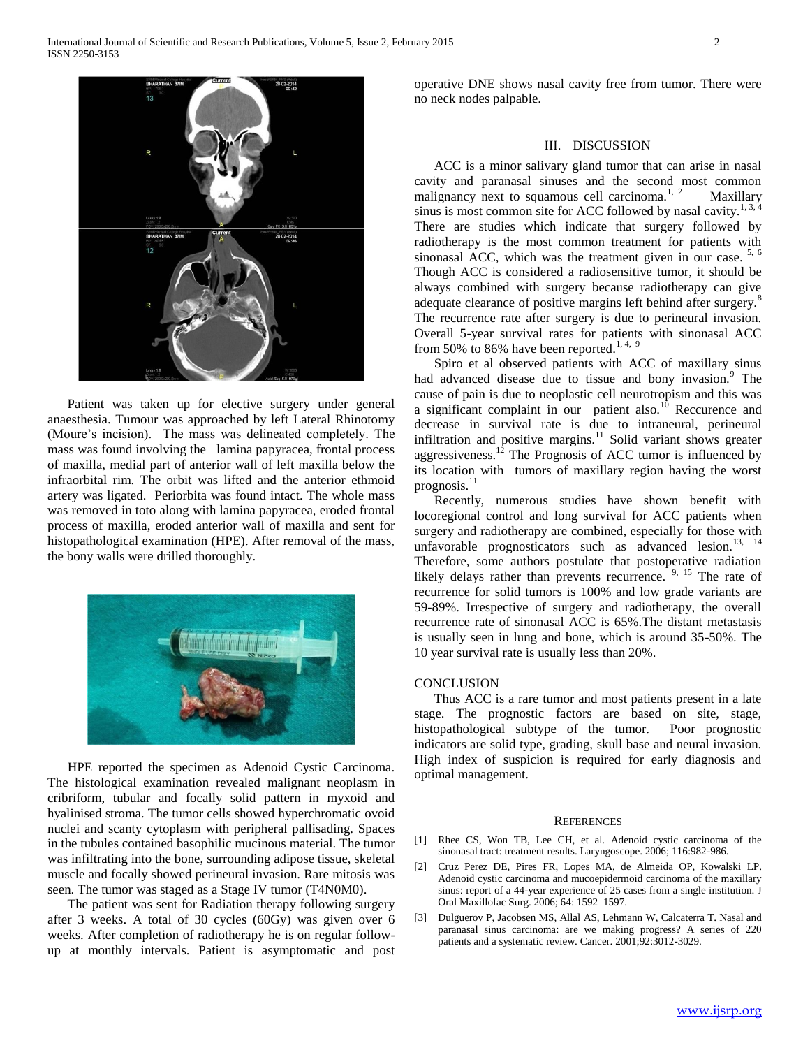Patient was taken up for elective surgery under general anaesthesia. Tumour was approached by left Lateral Rhinotomy (Moure's incision). The mass was delineated completely. The mass was found involving the lamina papyracea, frontal process of maxilla, medial part of anterior wall of left maxilla below the infraorbital rim. The orbit was lifted and the anterior ethmoid artery was ligated. Periorbita was found intact. The whole mass was removed in toto along with lamina papyracea, eroded frontal process of maxilla, eroded anterior wall of maxilla and sent for histopathological examination (HPE). After removal of the mass, the bony walls were drilled thoroughly.

HPE reported the specimen as Adenoid Cystic Carcinoma. The histological examination revealed malignant neoplasm in cribriform, tubular and focally solid pattern in myxoid and hyalinised stroma. The tumor cells showed hyperchromatic ovoid nuclei and scanty cytoplasm with peripheral pallisading. Spaces in the tubules contained basophilic mucinous material. The tumor was infiltrating into the bone, surrounding adipose tissue, skeletal muscle and focally showed perineural invasion. Rare mitosis was seen. The tumor was staged as a Stage IV tumor (T4N0M0).

The patient was sent for Radiation therapy following surgery after 3 weeks. A total of 30 cycles (60Gy) was given over 6 weeks. After completion of radiotherapy he is on regular follow-up at monthly intervals. Patient is asymptomatic and post operative DNE shows nasal cavity free from tumor. There were no neck nodes palpable.

## III. DISCUSSION

ACC is a minor salivary gland tumor that can arise in nasal cavity and paranasal sinuses and the second most common malignancy next to squamous cell carcinoma.[1, 2] Maxillary sinus is most common site for ACC followed by nasal cavity.[1, 3, 4] There are studies which indicate that surgery followed by radiotherapy is the most common treatment for patients with sinonasal ACC, which was the treatment given in our case.[5, 6] Though ACC is considered a radiosensitive tumor, it should be always combined with surgery because radiotherapy can give adequate clearance of positive margins left behind after surgery.[8] The recurrence rate after surgery is due to perineural invasion. Overall 5-year survival rates for patients with sinonasal ACC from 50% to 86% have been reported.[1, 4, 9]

Spiro et al observed patients with ACC of maxillary sinus had advanced disease due to tissue and bony invasion.[9] The cause of pain is due to neoplastic cell neurotropism and this was a significant complaint in our patient also.[10] Reccurence and decrease in survival rate is due to intraneural, perineural infiltration and positive margins.[11] Solid variant shows greater aggressiveness.[12] The Prognosis of ACC tumor is influenced by its location with tumors of maxillary region having the worst prognosis.[11]

Recently, numerous studies have shown benefit with locoregional control and long survival for ACC patients when surgery and radiotherapy are combined, especially for those with unfavorable prognosticators such as advanced lesion.[13, 14] Therefore, some authors postulate that postoperative radiation likely delays rather than prevents recurrence.[9, 15] The rate of recurrence for solid tumors is 100% and low grade variants are 59-89%. Irrespective of surgery and radiotherapy, the overall recurrence rate of sinonasal ACC is 65%.The distant metastasis is usually seen in lung and bone, which is around 35-50%. The 10 year survival rate is usually less than 20%.

## CONCLUSION

Thus ACC is a rare tumor and most patients present in a late stage. The prognostic factors are based on site, stage, histopathological subtype of the tumor. Poor prognostic indicators are solid type, grading, skull base and neural invasion. High index of suspicion is required for early diagnosis and optimal management.

## REFERENCES

[1] Rhee CS, Won TB, Lee CH, et al. Adenoid cystic carcinoma of the sinonasal tract: treatment results. Laryngoscope. 2006; 116:982-986.

[2] Cruz Perez DE, Pires FR, Lopes MA, de Almeida OP, Kowalski LP. Adenoid cystic carcinoma and mucoepidermoid carcinoma of the maxillary sinus: report of a 44-year experience of 25 cases from a single institution. J Oral Maxillofac Surg. 2006; 64: 1592–1597.

[3] Dulguerov P, Jacobsen MS, Allal AS, Lehmann W, Calcaterra T. Nasal and paranasal sinus carcinoma: are we making progress? A series of 220 patients and a systematic review. Cancer. 2001;92:3012-3029.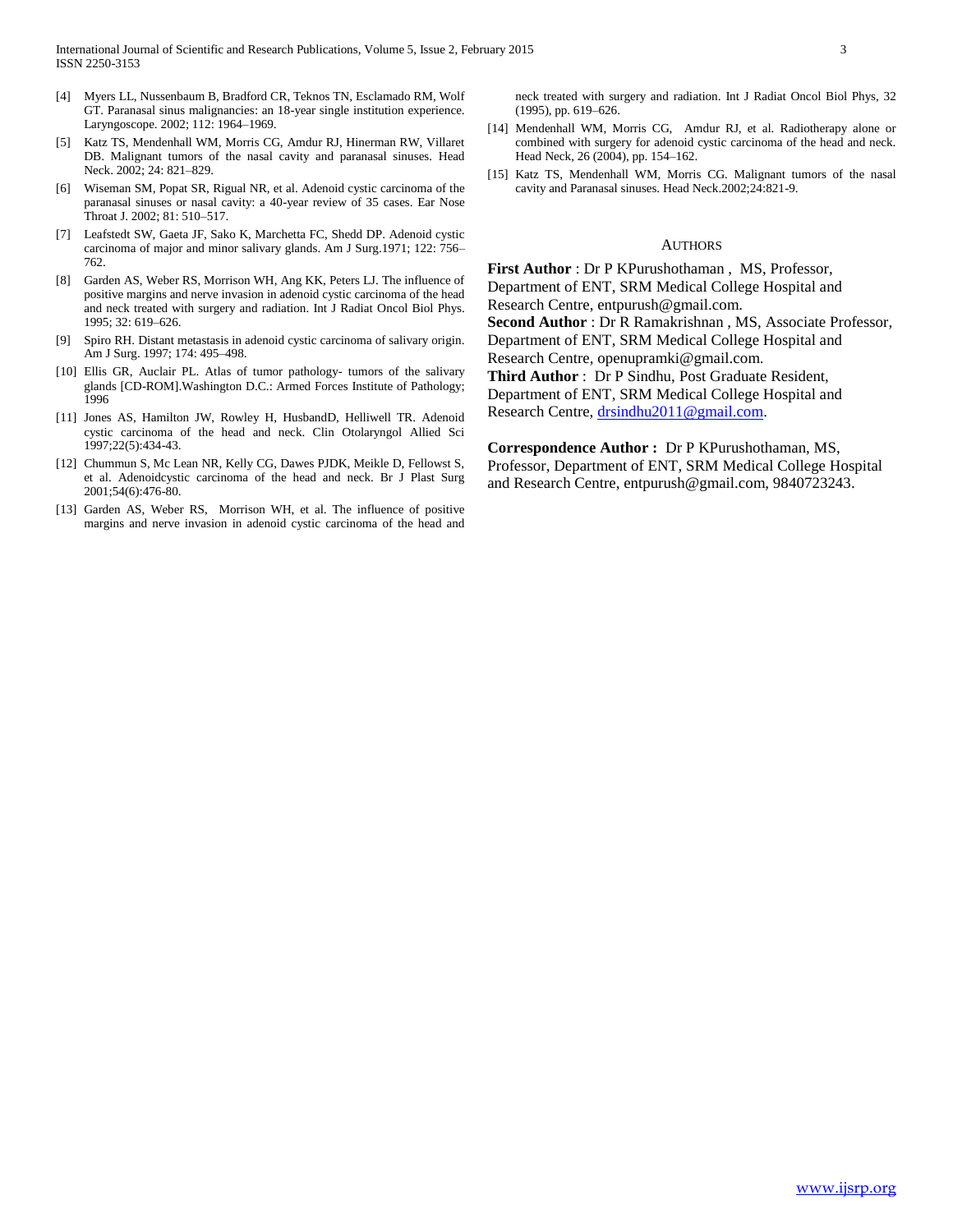[4] Myers LL, Nussenbaum B, Bradford CR, Teknos TN, Esclamado RM, Wolf GT. Paranasal sinus malignancies: an 18-year single institution experience. Laryngoscope. 2002; 112: 1964–1969.

[5] Katz TS, Mendenhall WM, Morris CG, Amdur RJ, Hinerman RW, Villaret DB. Malignant tumors of the nasal cavity and paranasal sinuses. Head Neck. 2002; 24: 821–829.

[6] Wiseman SM, Popat SR, Rigual NR, et al. Adenoid cystic carcinoma of the paranasal sinuses or nasal cavity: a 40-year review of 35 cases. Ear Nose Throat J. 2002; 81: 510–517.

[7] Leafstedt SW, Gaeta JF, Sako K, Marchetta FC, Shedd DP. Adenoid cystic carcinoma of major and minor salivary glands. Am J Surg.1971; 122: 756–762.

[8] Garden AS, Weber RS, Morrison WH, Ang KK, Peters LJ. The influence of positive margins and nerve invasion in adenoid cystic carcinoma of the head and neck treated with surgery and radiation. Int J Radiat Oncol Biol Phys. 1995; 32: 619–626.

[9] Spiro RH. Distant metastasis in adenoid cystic carcinoma of salivary origin. Am J Surg. 1997; 174: 495–498.

[10] Ellis GR, Auclair PL. Atlas of tumor pathology- tumors of the salivary glands [CD-ROM].Washington D.C.: Armed Forces Institute of Pathology; 1996

[11] Jones AS, Hamilton JW, Rowley H, HusbandD, Helliwell TR. Adenoid cystic carcinoma of the head and neck. Clin Otolaryngol Allied Sci 1997;22(5):434-43.

[12] Chummun S, Mc Lean NR, Kelly CG, Dawes PJDK, Meikle D, Fellowst S, et al. Adenoidcystic carcinoma of the head and neck. Br J Plast Surg 2001;54(6):476-80.

[13] Garden AS, Weber RS, Morrison WH, et al. The influence of positive margins and nerve invasion in adenoid cystic carcinoma of the head and neck treated with surgery and radiation. Int J Radiat Oncol Biol Phys, 32 (1995), pp. 619–626.

[14] Mendenhall WM, Morris CG, Amdur RJ, et al. Radiotherapy alone or combined with surgery for adenoid cystic carcinoma of the head and neck. Head Neck, 26 (2004), pp. 154–162.

[15] Katz TS, Mendenhall WM, Morris CG. Malignant tumors of the nasal cavity and Paranasal sinuses. Head Neck.2002;24:821-9.

## AUTHORS

**First Author** : Dr P KPurushothaman , MS, Professor, Department of ENT, SRM Medical College Hospital and Research Centre, entpurush@gmail.com.
**Second Author** : Dr R Ramakrishnan , MS, Associate Professor, Department of ENT, SRM Medical College Hospital and Research Centre, openupramki@gmail.com.
**Third Author** : Dr P Sindhu, Post Graduate Resident, Department of ENT, SRM Medical College Hospital and Research Centre, drsindhu2011@gmail.com.

**Correspondence Author :** Dr P KPurushothaman, MS, Professor, Department of ENT, SRM Medical College Hospital and Research Centre, entpurush@gmail.com, 9840723243.